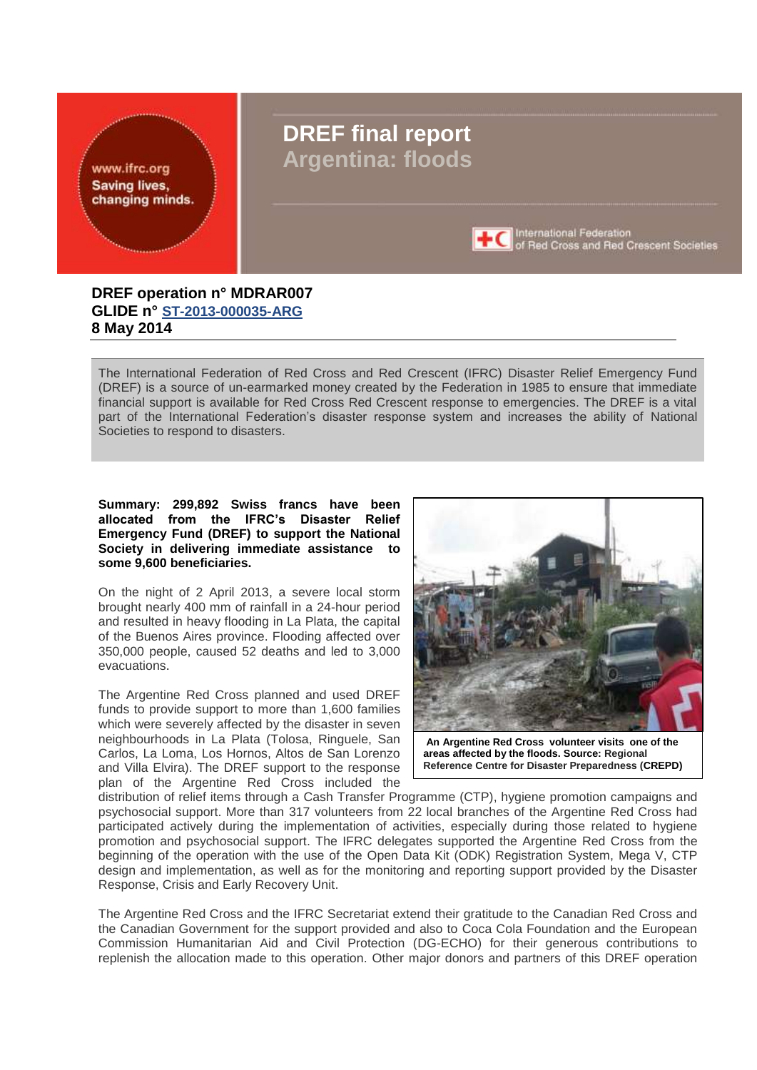# DREF final report
## Argentina: floods

**DREF operation n° MDRAR007**
**GLIDE n° ST-2013-000035-ARG**
**8 May 2014**

The International Federation of Red Cross and Red Crescent (IFRC) Disaster Relief Emergency Fund (DREF) is a source of un-earmarked money created by the Federation in 1985 to ensure that immediate financial support is available for Red Cross Red Crescent response to emergencies. The DREF is a vital part of the International Federation's disaster response system and increases the ability of National Societies to respond to disasters.

**Summary: 299,892 Swiss francs have been allocated from the IFRC's Disaster Relief Emergency Fund (DREF) to support the National Society in delivering immediate assistance to some 9,600 beneficiaries.**

On the night of 2 April 2013, a severe local storm brought nearly 400 mm of rainfall in a 24-hour period and resulted in heavy flooding in La Plata, the capital of the Buenos Aires province. Flooding affected over 350,000 people, caused 52 deaths and led to 3,000 evacuations.

**An Argentine Red Cross volunteer visits one of the areas affected by the floods. Source: Regional Reference Centre for Disaster Preparedness (CREPD)**

The Argentine Red Cross planned and used DREF funds to provide support to more than 1,600 families which were severely affected by the disaster in seven neighbourhoods in La Plata (Tolosa, Ringuele, San Carlos, La Loma, Los Hornos, Altos de San Lorenzo and Villa Elvira). The DREF support to the response plan of the Argentine Red Cross included the distribution of relief items through a Cash Transfer Programme (CTP), hygiene promotion campaigns and psychosocial support. More than 317 volunteers from 22 local branches of the Argentine Red Cross had participated actively during the implementation of activities, especially during those related to hygiene promotion and psychosocial support. The IFRC delegates supported the Argentine Red Cross from the beginning of the operation with the use of the Open Data Kit (ODK) Registration System, Mega V, CTP design and implementation, as well as for the monitoring and reporting support provided by the Disaster Response, Crisis and Early Recovery Unit.

The Argentine Red Cross and the IFRC Secretariat extend their gratitude to the Canadian Red Cross and the Canadian Government for the support provided and also to Coca Cola Foundation and the European Commission Humanitarian Aid and Civil Protection (DG-ECHO) for their generous contributions to replenish the allocation made to this operation. Other major donors and partners of this DREF operation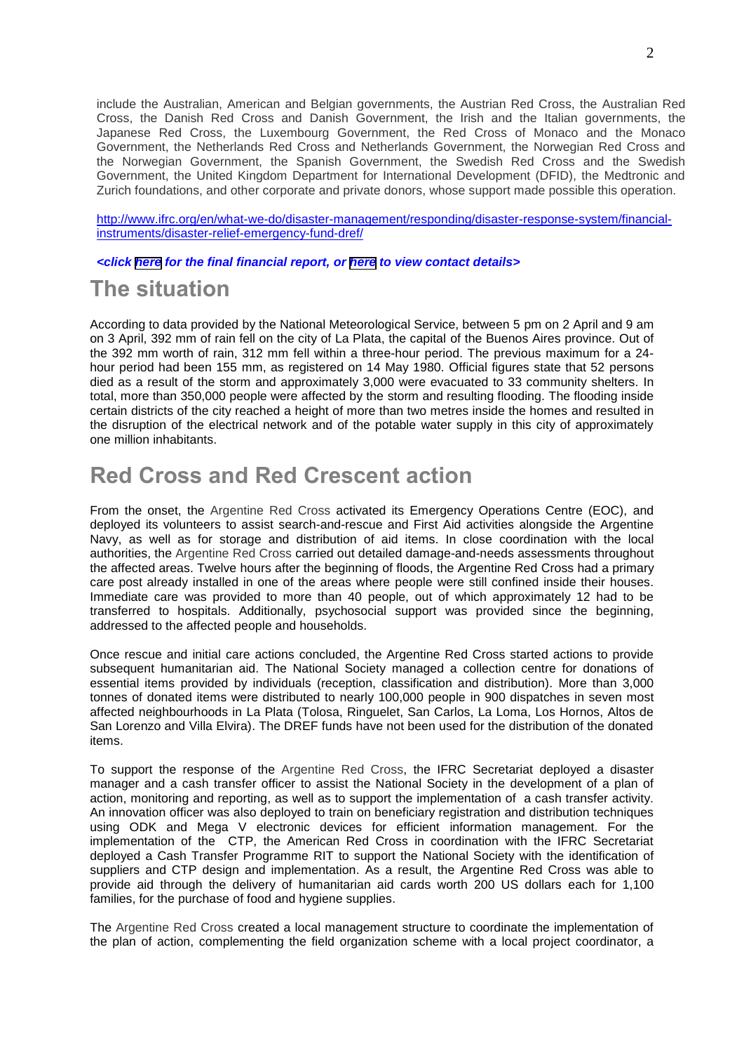include the Australian, American and Belgian governments, the Austrian Red Cross, the Australian Red Cross, the Danish Red Cross and Danish Government, the Irish and the Italian governments, the Japanese Red Cross, the Luxembourg Government, the Red Cross of Monaco and the Monaco Government, the Netherlands Red Cross and Netherlands Government, the Norwegian Red Cross and the Norwegian Government, the Spanish Government, the Swedish Red Cross and the Swedish Government, the United Kingdom Department for International Development (DFID), the Medtronic and Zurich foundations, and other corporate and private donors, whose support made possible this operation.

http://www.ifrc.org/en/what-we-do/disaster-management/responding/disaster-response-system/financial-instruments/disaster-relief-emergency-fund-dref/

***<click here for the final financial report, or here to view contact details>***

# The situation

According to data provided by the National Meteorological Service, between 5 pm on 2 April and 9 am on 3 April, 392 mm of rain fell on the city of La Plata, the capital of the Buenos Aires province. Out of the 392 mm worth of rain, 312 mm fell within a three-hour period. The previous maximum for a 24-hour period had been 155 mm, as registered on 14 May 1980. Official figures state that 52 persons died as a result of the storm and approximately 3,000 were evacuated to 33 community shelters. In total, more than 350,000 people were affected by the storm and resulting flooding. The flooding inside certain districts of the city reached a height of more than two metres inside the homes and resulted in the disruption of the electrical network and of the potable water supply in this city of approximately one million inhabitants.

# Red Cross and Red Crescent action

From the onset, the Argentine Red Cross activated its Emergency Operations Centre (EOC), and deployed its volunteers to assist search-and-rescue and First Aid activities alongside the Argentine Navy, as well as for storage and distribution of aid items. In close coordination with the local authorities, the Argentine Red Cross carried out detailed damage-and-needs assessments throughout the affected areas. Twelve hours after the beginning of floods, the Argentine Red Cross had a primary care post already installed in one of the areas where people were still confined inside their houses. Immediate care was provided to more than 40 people, out of which approximately 12 had to be transferred to hospitals. Additionally, psychosocial support was provided since the beginning, addressed to the affected people and households.

Once rescue and initial care actions concluded, the Argentine Red Cross started actions to provide subsequent humanitarian aid. The National Society managed a collection centre for donations of essential items provided by individuals (reception, classification and distribution). More than 3,000 tonnes of donated items were distributed to nearly 100,000 people in 900 dispatches in seven most affected neighbourhoods in La Plata (Tolosa, Ringuelet, San Carlos, La Loma, Los Hornos, Altos de San Lorenzo and Villa Elvira). The DREF funds have not been used for the distribution of the donated items.

To support the response of the Argentine Red Cross, the IFRC Secretariat deployed a disaster manager and a cash transfer officer to assist the National Society in the development of a plan of action, monitoring and reporting, as well as to support the implementation of a cash transfer activity. An innovation officer was also deployed to train on beneficiary registration and distribution techniques using ODK and Mega V electronic devices for efficient information management. For the implementation of the CTP, the American Red Cross in coordination with the IFRC Secretariat deployed a Cash Transfer Programme RIT to support the National Society with the identification of suppliers and CTP design and implementation. As a result, the Argentine Red Cross was able to provide aid through the delivery of humanitarian aid cards worth 200 US dollars each for 1,100 families, for the purchase of food and hygiene supplies.

The Argentine Red Cross created a local management structure to coordinate the implementation of the plan of action, complementing the field organization scheme with a local project coordinator, a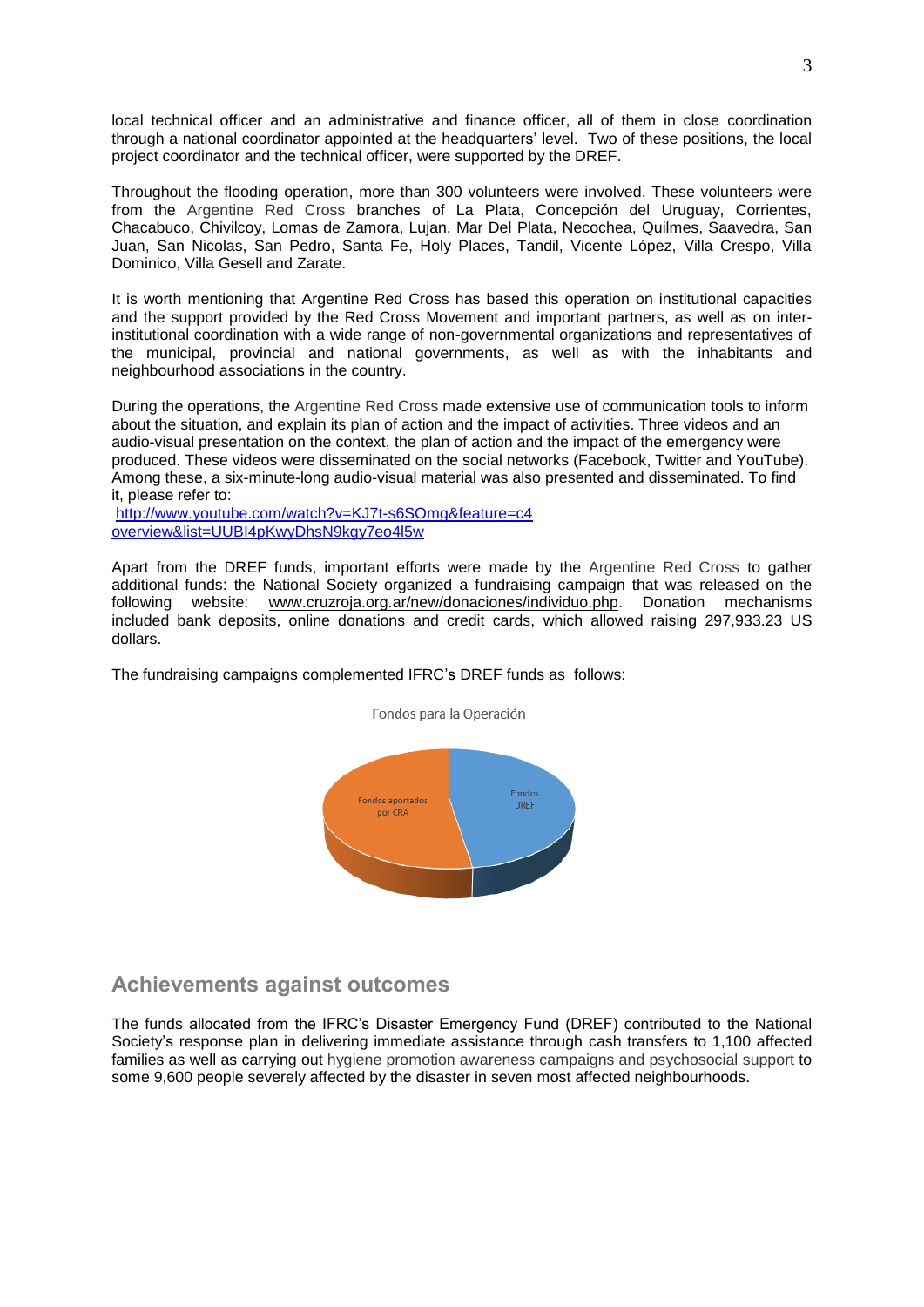local technical officer and an administrative and finance officer, all of them in close coordination through a national coordinator appointed at the headquarters' level. Two of these positions, the local project coordinator and the technical officer, were supported by the DREF.

Throughout the flooding operation, more than 300 volunteers were involved. These volunteers were from the Argentine Red Cross branches of La Plata, Concepción del Uruguay, Corrientes, Chacabuco, Chivilcoy, Lomas de Zamora, Lujan, Mar Del Plata, Necochea, Quilmes, Saavedra, San Juan, San Nicolas, San Pedro, Santa Fe, Holy Places, Tandil, Vicente López, Villa Crespo, Villa Dominico, Villa Gesell and Zarate.

It is worth mentioning that Argentine Red Cross has based this operation on institutional capacities and the support provided by the Red Cross Movement and important partners, as well as on inter-institutional coordination with a wide range of non-governmental organizations and representatives of the municipal, provincial and national governments, as well as with the inhabitants and neighbourhood associations in the country.

During the operations, the Argentine Red Cross made extensive use of communication tools to inform about the situation, and explain its plan of action and the impact of activities. Three videos and an audio-visual presentation on the context, the plan of action and the impact of the emergency were produced. These videos were disseminated on the social networks (Facebook, Twitter and YouTube). Among these, a six-minute-long audio-visual material was also presented and disseminated. To find it, please refer to:
http://www.youtube.com/watch?v=KJ7t-s6SOmg&feature=c4overview&list=UUBI4pKwyDhsN9kgy7eo4l5w

Apart from the DREF funds, important efforts were made by the Argentine Red Cross to gather additional funds: the National Society organized a fundraising campaign that was released on the following website: www.cruzroja.org.ar/new/donaciones/individuo.php. Donation mechanisms included bank deposits, online donations and credit cards, which allowed raising 297,933.23 US dollars.

The fundraising campaigns complemented IFRC's DREF funds as follows:

Fondos para la Operación

Fondos aportados por CRA

Fondos DREF

## Achievements against outcomes

The funds allocated from the IFRC's Disaster Emergency Fund (DREF) contributed to the National Society's response plan in delivering immediate assistance through cash transfers to 1,100 affected families as well as carrying out hygiene promotion awareness campaigns and psychosocial support to some 9,600 people severely affected by the disaster in seven most affected neighbourhoods.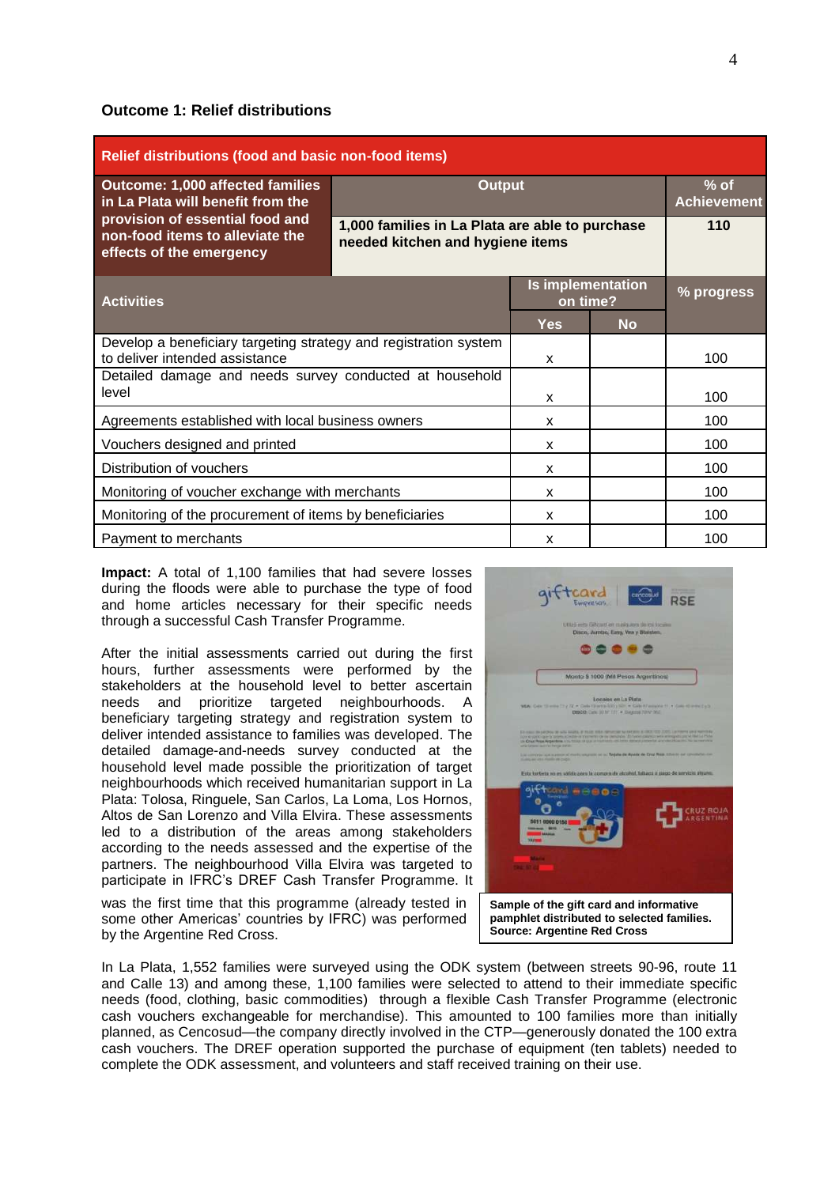**Outcome 1: Relief distributions**

| Relief distributions (food and basic non-food items) | | | | |
|---|---|---|---|---|
| **Outcome: 1,000 affected families in La Plata will benefit from the provision of essential food and non-food items to alleviate the effects of the emergency** | **Output** | | | **% of Achievement** |
| | **1,000 families in La Plata are able to purchase needed kitchen and hygiene items** | | | **110** |
| **Activities** | | **Is implementation on time?** | | **% progress** |
| | | **Yes** | **No** | |
| Develop a beneficiary targeting strategy and registration system to deliver intended assistance | | x | | 100 |
| Detailed damage and needs survey conducted at household level | | x | | 100 |
| Agreements established with local business owners | | x | | 100 |
| Vouchers designed and printed | | x | | 100 |
| Distribution of vouchers | | x | | 100 |
| Monitoring of voucher exchange with merchants | | x | | 100 |
| Monitoring of the procurement of items by beneficiaries | | x | | 100 |
| Payment to merchants | | x | | 100 |

**Impact:** A total of 1,100 families that had severe losses during the floods were able to purchase the type of food and home articles necessary for their specific needs through a successful Cash Transfer Programme.

After the initial assessments carried out during the first hours, further assessments were performed by the stakeholders at the household level to better ascertain needs and prioritize targeted neighbourhoods. A beneficiary targeting strategy and registration system to deliver intended assistance to families was developed. The detailed damage-and-needs survey conducted at the household level made possible the prioritization of target neighbourhoods which received humanitarian support in La Plata: Tolosa, Ringuele, San Carlos, La Loma, Los Hornos, Altos de San Lorenzo and Villa Elvira. These assessments led to a distribution of the areas among stakeholders according to the needs assessed and the expertise of the partners. The neighbourhood Villa Elvira was targeted to participate in IFRC's DREF Cash Transfer Programme. It was the first time that this programme (already tested in some other Americas' countries by IFRC) was performed by the Argentine Red Cross.

**Sample of the gift card and informative pamphlet distributed to selected families. Source: Argentine Red Cross**

In La Plata, 1,552 families were surveyed using the ODK system (between streets 90-96, route 11 and Calle 13) and among these, 1,100 families were selected to attend to their immediate specific needs (food, clothing, basic commodities) through a flexible Cash Transfer Programme (electronic cash vouchers exchangeable for merchandise). This amounted to 100 families more than initially planned, as Cencosud—the company directly involved in the CTP—generously donated the 100 extra cash vouchers. The DREF operation supported the purchase of equipment (ten tablets) needed to complete the ODK assessment, and volunteers and staff received training on their use.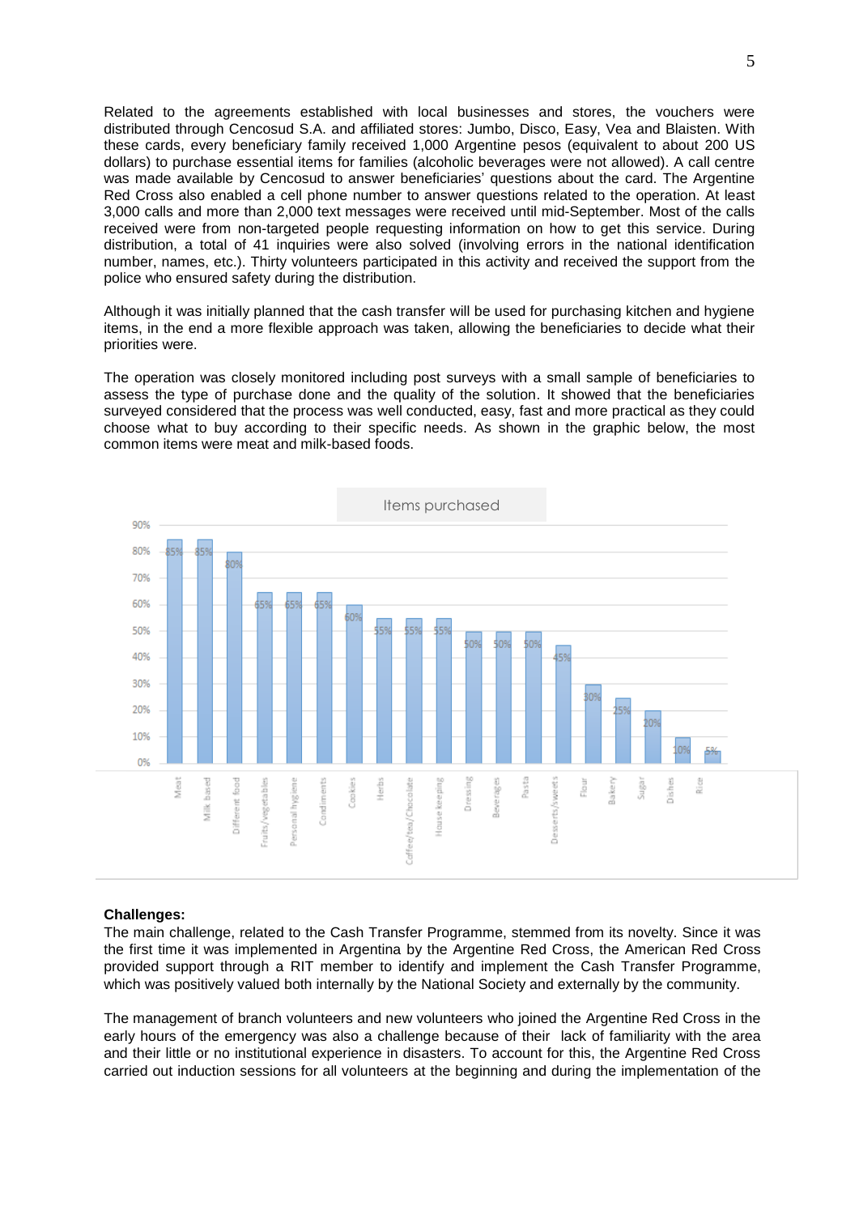Related to the agreements established with local businesses and stores, the vouchers were distributed through Cencosud S.A. and affiliated stores: Jumbo, Disco, Easy, Vea and Blaisten. With these cards, every beneficiary family received 1,000 Argentine pesos (equivalent to about 200 US dollars) to purchase essential items for families (alcoholic beverages were not allowed). A call centre was made available by Cencosud to answer beneficiaries' questions about the card. The Argentine Red Cross also enabled a cell phone number to answer questions related to the operation. At least 3,000 calls and more than 2,000 text messages were received until mid-September. Most of the calls received were from non-targeted people requesting information on how to get this service. During distribution, a total of 41 inquiries were also solved (involving errors in the national identification number, names, etc.). Thirty volunteers participated in this activity and received the support from the police who ensured safety during the distribution.

Although it was initially planned that the cash transfer will be used for purchasing kitchen and hygiene items, in the end a more flexible approach was taken, allowing the beneficiaries to decide what their priorities were.

The operation was closely monitored including post surveys with a small sample of beneficiaries to assess the type of purchase done and the quality of the solution. It showed that the beneficiaries surveyed considered that the process was well conducted, easy, fast and more practical as they could choose what to buy according to their specific needs. As shown in the graphic below, the most common items were meat and milk-based foods.

**Items purchased**

| Item | Percentage |
|---|---|
| Meat | 85% |
| Milk based | 85% |
| Different food | 80% |
| Fruits/vegetables | 65% |
| Personal hygiene | 65% |
| Condiments | 65% |
| Cookies | 60% |
| Herbs | 55% |
| Coffee/tea/Chocolate | 55% |
| House keeping | 55% |
| Dressing | 50% |
| Beverages | 50% |
| Pasta | 50% |
| Desserts/sweets | 45% |
| Flour | 30% |
| Bakery | 25% |
| Sugar | 20% |
| Dishes | 10% |
| Rice | 5% |

**Challenges:**

The main challenge, related to the Cash Transfer Programme, stemmed from its novelty. Since it was the first time it was implemented in Argentina by the Argentine Red Cross, the American Red Cross provided support through a RIT member to identify and implement the Cash Transfer Programme, which was positively valued both internally by the National Society and externally by the community.

The management of branch volunteers and new volunteers who joined the Argentine Red Cross in the early hours of the emergency was also a challenge because of their lack of familiarity with the area and their little or no institutional experience in disasters. To account for this, the Argentine Red Cross carried out induction sessions for all volunteers at the beginning and during the implementation of the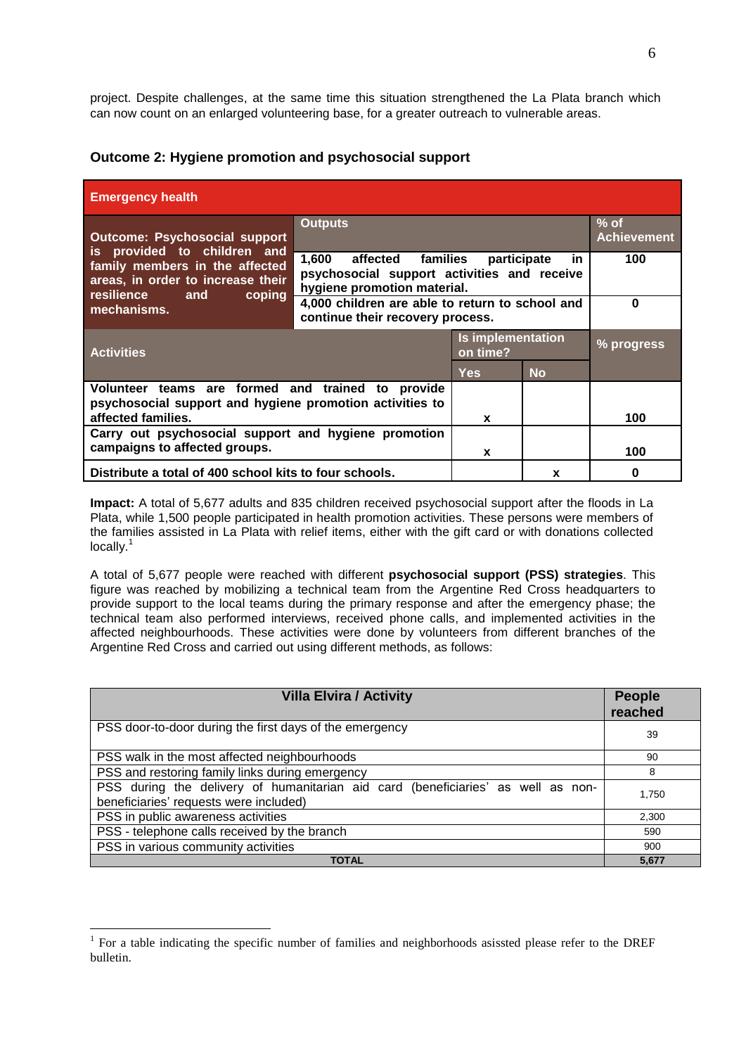project. Despite challenges, at the same time this situation strengthened the La Plata branch which can now count on an enlarged volunteering base, for a greater outreach to vulnerable areas.

### Outcome 2: Hygiene promotion and psychosocial support

| **Emergency health** | | | | |
|---|---|---|---|---|
| **Outcome: Psychosocial support is provided to children and family members in the affected areas, in order to increase their resilience and coping mechanisms.** | **Outputs** | | | **% of Achievement** |
| | **1,600 affected families participate in psychosocial support activities and receive hygiene promotion material.** | | | **100** |
| | **4,000 children are able to return to school and continue their recovery process.** | | | **0** |
| **Activities** | | **Is implementation on time?** | | **% progress** |
| | | **Yes** | **No** | |
| **Volunteer teams are formed and trained to provide psychosocial support and hygiene promotion activities to affected families.** | | **x** | | **100** |
| **Carry out psychosocial support and hygiene promotion campaigns to affected groups.** | | **x** | | **100** |
| **Distribute a total of 400 school kits to four schools.** | | | **x** | **0** |

**Impact:** A total of 5,677 adults and 835 children received psychosocial support after the floods in La Plata, while 1,500 people participated in health promotion activities. These persons were members of the families assisted in La Plata with relief items, either with the gift card or with donations collected locally.[1]

A total of 5,677 people were reached with different **psychosocial support (PSS) strategies**. This figure was reached by mobilizing a technical team from the Argentine Red Cross headquarters to provide support to the local teams during the primary response and after the emergency phase; the technical team also performed interviews, received phone calls, and implemented activities in the affected neighbourhoods. These activities were done by volunteers from different branches of the Argentine Red Cross and carried out using different methods, as follows:

| Villa Elvira / Activity | People reached |
|---|---|
| PSS door-to-door during the first days of the emergency | 39 |
| PSS walk in the most affected neighbourhoods | 90 |
| PSS and restoring family links during emergency | 8 |
| PSS during the delivery of humanitarian aid card (beneficiaries' as well as non-beneficiaries' requests were included) | 1,750 |
| PSS in public awareness activities | 2,300 |
| PSS - telephone calls received by the branch | 590 |
| PSS in various community activities | 900 |
| **TOTAL** | **5,677** |

[1] For a table indicating the specific number of families and neighborhoods asissted please refer to the DREF bulletin.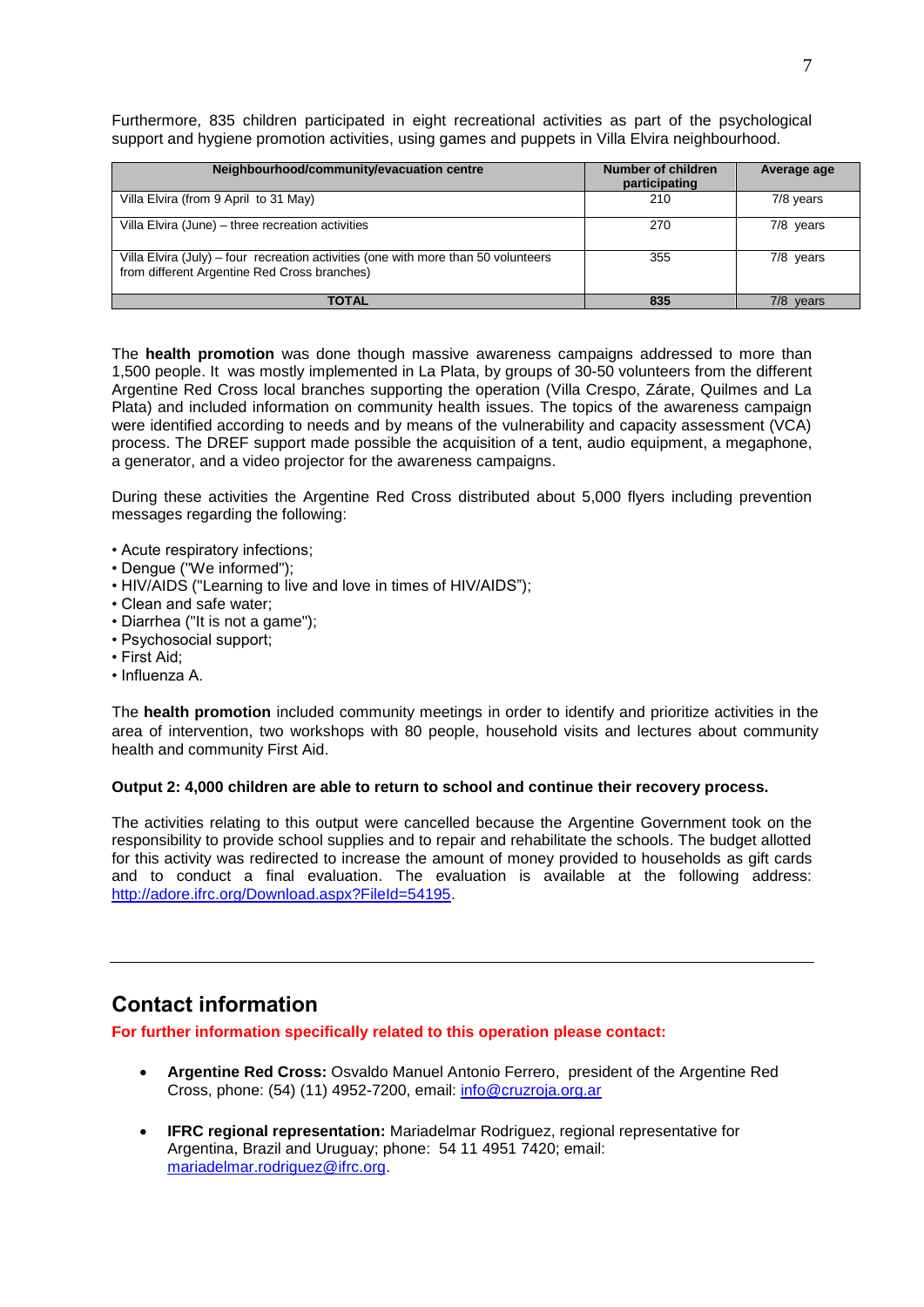Furthermore, 835 children participated in eight recreational activities as part of the psychological support and hygiene promotion activities, using games and puppets in Villa Elvira neighbourhood.

| Neighbourhood/community/evacuation centre | Number of children participating | Average age |
|---|---|---|
| Villa Elvira (from 9 April to 31 May) | 210 | 7/8 years |
| Villa Elvira (June) – three recreation activities | 270 | 7/8 years |
| Villa Elvira (July) – four recreation activities (one with more than 50 volunteers from different Argentine Red Cross branches) | 355 | 7/8 years |
| **TOTAL** | **835** | 7/8 years |

The **health promotion** was done though massive awareness campaigns addressed to more than 1,500 people. It was mostly implemented in La Plata, by groups of 30-50 volunteers from the different Argentine Red Cross local branches supporting the operation (Villa Crespo, Zárate, Quilmes and La Plata) and included information on community health issues. The topics of the awareness campaign were identified according to needs and by means of the vulnerability and capacity assessment (VCA) process. The DREF support made possible the acquisition of a tent, audio equipment, a megaphone, a generator, and a video projector for the awareness campaigns.

During these activities the Argentine Red Cross distributed about 5,000 flyers including prevention messages regarding the following:

- Acute respiratory infections;
- Dengue ("We informed");
- HIV/AIDS ("Learning to live and love in times of HIV/AIDS");
- Clean and safe water;
- Diarrhea ("It is not a game");
- Psychosocial support;
- First Aid;
- Influenza A.

The **health promotion** included community meetings in order to identify and prioritize activities in the area of intervention, two workshops with 80 people, household visits and lectures about community health and community First Aid.

**Output 2: 4,000 children are able to return to school and continue their recovery process.**

The activities relating to this output were cancelled because the Argentine Government took on the responsibility to provide school supplies and to repair and rehabilitate the schools. The budget allotted for this activity was redirected to increase the amount of money provided to households as gift cards and to conduct a final evaluation. The evaluation is available at the following address: http://adore.ifrc.org/Download.aspx?FileId=54195.

## Contact information

**For further information specifically related to this operation please contact:**

- **Argentine Red Cross:** Osvaldo Manuel Antonio Ferrero, president of the Argentine Red Cross, phone: (54) (11) 4952-7200, email: info@cruzroja.org.ar
- **IFRC regional representation:** Mariadelmar Rodriguez, regional representative for Argentina, Brazil and Uruguay; phone: 54 11 4951 7420; email: mariadelmar.rodriguez@ifrc.org.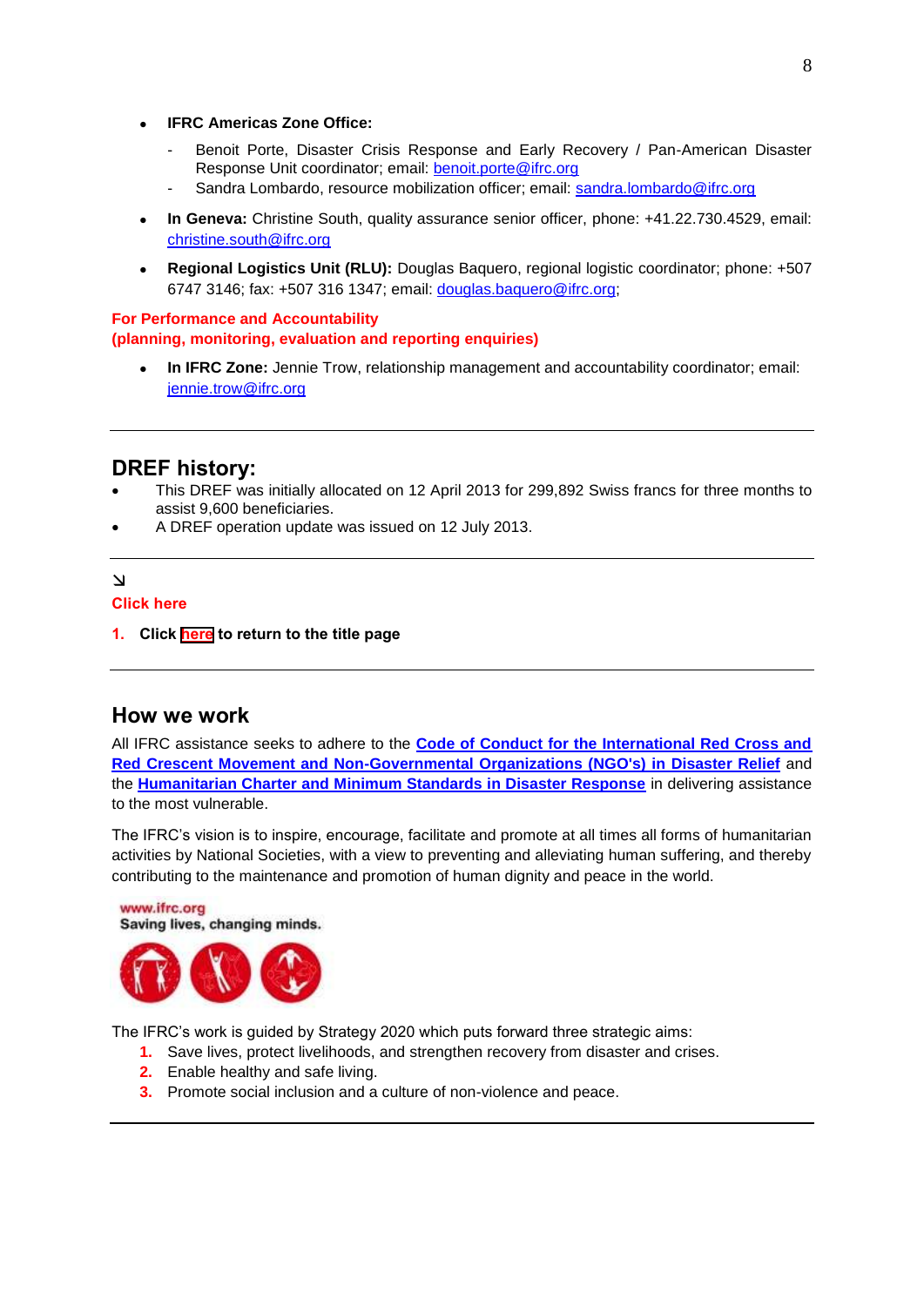- **IFRC Americas Zone Office:**
  - Benoit Porte, Disaster Crisis Response and Early Recovery / Pan-American Disaster Response Unit coordinator; email: benoit.porte@ifrc.org
  - Sandra Lombardo, resource mobilization officer; email: sandra.lombardo@ifrc.org
- **In Geneva:** Christine South, quality assurance senior officer, phone: +41.22.730.4529, email: christine.south@ifrc.org
- **Regional Logistics Unit (RLU):** Douglas Baquero, regional logistic coordinator; phone: +507 6747 3146; fax: +507 316 1347; email: douglas.baquero@ifrc.org;

**For Performance and Accountability**
**(planning, monitoring, evaluation and reporting enquiries)**

- **In IFRC Zone:** Jennie Trow, relationship management and accountability coordinator; email: jennie.trow@ifrc.org

---

## DREF history:

- This DREF was initially allocated on 12 April 2013 for 299,892 Swiss francs for three months to assist 9,600 beneficiaries.
- A DREF operation update was issued on 12 July 2013.

---

↘
**Click here**

1. **Click here to return to the title page**

---

## How we work

All IFRC assistance seeks to adhere to the **Code of Conduct for the International Red Cross and Red Crescent Movement and Non-Governmental Organizations (NGO's) in Disaster Relief** and the **Humanitarian Charter and Minimum Standards in Disaster Response** in delivering assistance to the most vulnerable.

The IFRC's vision is to inspire, encourage, facilitate and promote at all times all forms of humanitarian activities by National Societies, with a view to preventing and alleviating human suffering, and thereby contributing to the maintenance and promotion of human dignity and peace in the world.

www.ifrc.org
**Saving lives, changing minds.**

The IFRC's work is guided by Strategy 2020 which puts forward three strategic aims:

1. Save lives, protect livelihoods, and strengthen recovery from disaster and crises.
2. Enable healthy and safe living.
3. Promote social inclusion and a culture of non-violence and peace.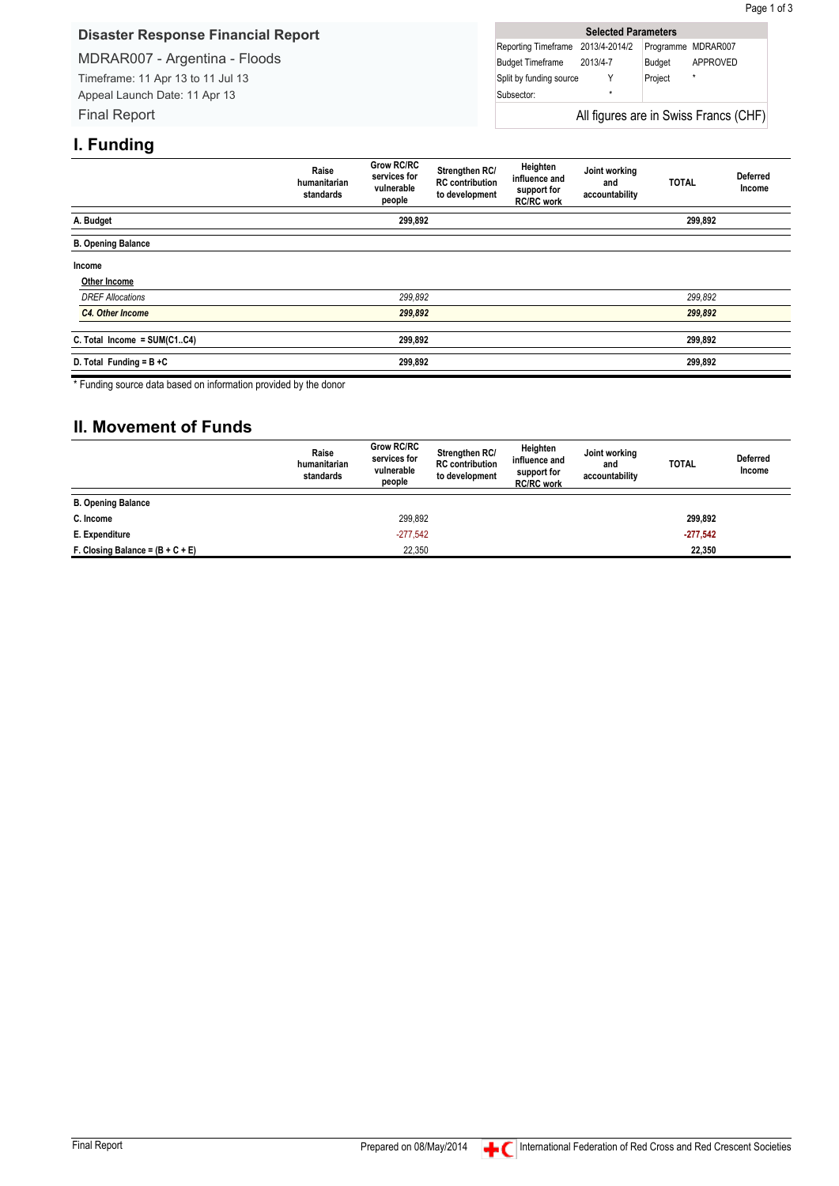# Disaster Response Financial Report

MDRAR007 - Argentina - Floods

Timeframe: 11 Apr 13 to 11 Jul 13

Appeal Launch Date: 11 Apr 13

Final Report

| Selected Parameters | | | |
|---|---|---|---|
| Reporting Timeframe | 2013/4-2014/2 | Programme | MDRAR007 |
| Budget Timeframe | 2013/4-7 | Budget | APPROVED |
| Split by funding source | Y | Project | * |
| Subsector: | * | | |

All figures are in Swiss Francs (CHF)

## I. Funding

| | Raise humanitarian standards | Grow RC/RC services for vulnerable people | Strengthen RC/ RC contribution to development | Heighten influence and support for RC/RC work | Joint working and accountability | TOTAL | Deferred Income |
|---|---|---|---|---|---|---|---|
| **A. Budget** | | **299,892** | | | | **299,892** | |
| **B. Opening Balance** | | | | | | | |
| **Income** | | | | | | | |
| **Other Income** | | | | | | | |
| *DREF Allocations* | | *299,892* | | | | *299,892* | |
| ***C4. Other Income*** | | ***299,892*** | | | | ***299,892*** | |
| **C. Total Income = SUM(C1..C4)** | | **299,892** | | | | **299,892** | |
| **D. Total Funding = B +C** | | **299,892** | | | | **299,892** | |

\* Funding source data based on information provided by the donor

## II. Movement of Funds

| | Raise humanitarian standards | Grow RC/RC services for vulnerable people | Strengthen RC/ RC contribution to development | Heighten influence and support for RC/RC work | Joint working and accountability | TOTAL | Deferred Income |
|---|---|---|---|---|---|---|---|
| **B. Opening Balance** | | | | | | | |
| **C. Income** | | 299,892 | | | | **299,892** | |
| **E. Expenditure** | | -277,542 | | | | **-277,542** | |
| **F. Closing Balance = (B + C + E)** | | 22,350 | | | | **22,350** | |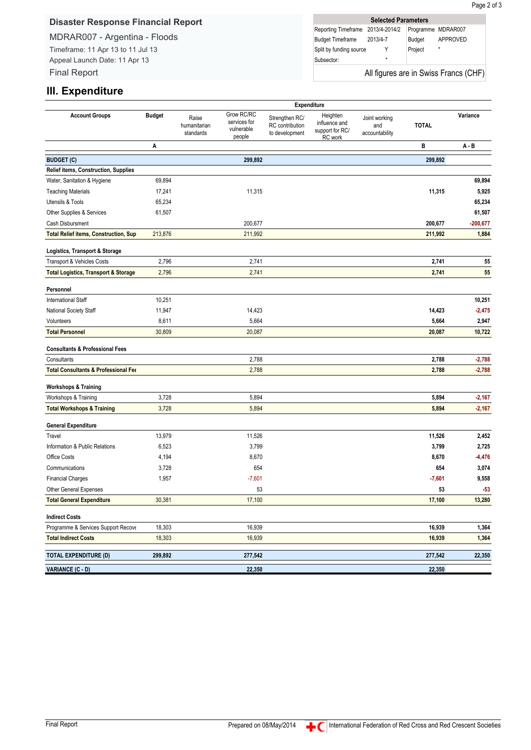## Disaster Response Financial Report

MDRAR007 - Argentina - Floods

Timeframe: 11 Apr 13 to 11 Jul 13

Appeal Launch Date: 11 Apr 13

Final Report

| Selected Parameters | | | |
|---|---|---|---|
| Reporting Timeframe | 2013/4-2014/2 | Programme | MDRAR007 |
| Budget Timeframe | 2013/4-7 | Budget | APPROVED |
| Split by funding source | Y | Project | * |
| Subsector: | * | | |

All figures are in Swiss Francs (CHF)

# III. Expenditure

| Account Groups | Budget | Raise humanitarian standards | Grow RC/RC services for vulnerable people | Strengthen RC/ RC contribution to development | Heighten influence and support for RC/ RC work | Joint working and accountability | TOTAL | Variance |
|---|---|---|---|---|---|---|---|---|
| | A | | | | | | B | A - B |
| **BUDGET (C)** | | | **299,892** | | | | **299,892** | |
| **Relief items, Construction, Supplies** | | | | | | | | |
| Water, Sanitation & Hygiene | 69,894 | | | | | | | **69,894** |
| Teaching Materials | 17,241 | | 11,315 | | | | **11,315** | **5,925** |
| Utensils & Tools | 65,234 | | | | | | | **65,234** |
| Other Supplies & Services | 61,507 | | | | | | | **61,507** |
| Cash Disbursment | | | 200,677 | | | | **200,677** | **-200,677** |
| **Total Relief items, Construction, Sup** | 213,876 | | 211,992 | | | | **211,992** | **1,884** |
| **Logistics, Transport & Storage** | | | | | | | | |
| Transport & Vehicles Costs | 2,796 | | 2,741 | | | | **2,741** | **55** |
| **Total Logistics, Transport & Storage** | 2,796 | | 2,741 | | | | **2,741** | **55** |
| **Personnel** | | | | | | | | |
| International Staff | 10,251 | | | | | | | **10,251** |
| National Society Staff | 11,947 | | 14,423 | | | | **14,423** | **-2,475** |
| Volunteers | 8,611 | | 5,664 | | | | **5,664** | **2,947** |
| **Total Personnel** | 30,809 | | 20,087 | | | | **20,087** | **10,722** |
| **Consultants & Professional Fees** | | | | | | | | |
| Consultants | | | 2,788 | | | | **2,788** | **-2,788** |
| **Total Consultants & Professional Fee** | | | 2,788 | | | | **2,788** | **-2,788** |
| **Workshops & Training** | | | | | | | | |
| Workshops & Training | 3,728 | | 5,894 | | | | **5,894** | **-2,167** |
| **Total Workshops & Training** | 3,728 | | 5,894 | | | | **5,894** | **-2,167** |
| **General Expenditure** | | | | | | | | |
| Travel | 13,979 | | 11,526 | | | | **11,526** | **2,452** |
| Information & Public Relations | 6,523 | | 3,799 | | | | **3,799** | **2,725** |
| Office Costs | 4,194 | | 8,670 | | | | **8,670** | **-4,476** |
| Communications | 3,728 | | 654 | | | | **654** | **3,074** |
| Financial Charges | 1,957 | | -7,601 | | | | **-7,601** | **9,558** |
| Other General Expenses | | | 53 | | | | **53** | **-53** |
| **Total General Expenditure** | 30,381 | | 17,100 | | | | **17,100** | **13,280** |
| **Indirect Costs** | | | | | | | | |
| Programme & Services Support Recove | 18,303 | | 16,939 | | | | **16,939** | **1,364** |
| **Total Indirect Costs** | 18,303 | | 16,939 | | | | **16,939** | **1,364** |
| **TOTAL EXPENDITURE (D)** | **299,892** | | **277,542** | | | | **277,542** | **22,350** |
| **VARIANCE (C - D)** | | | **22,350** | | | | **22,350** | |

Final Report Prepared on 08/May/2014 International Federation of Red Cross and Red Crescent Societies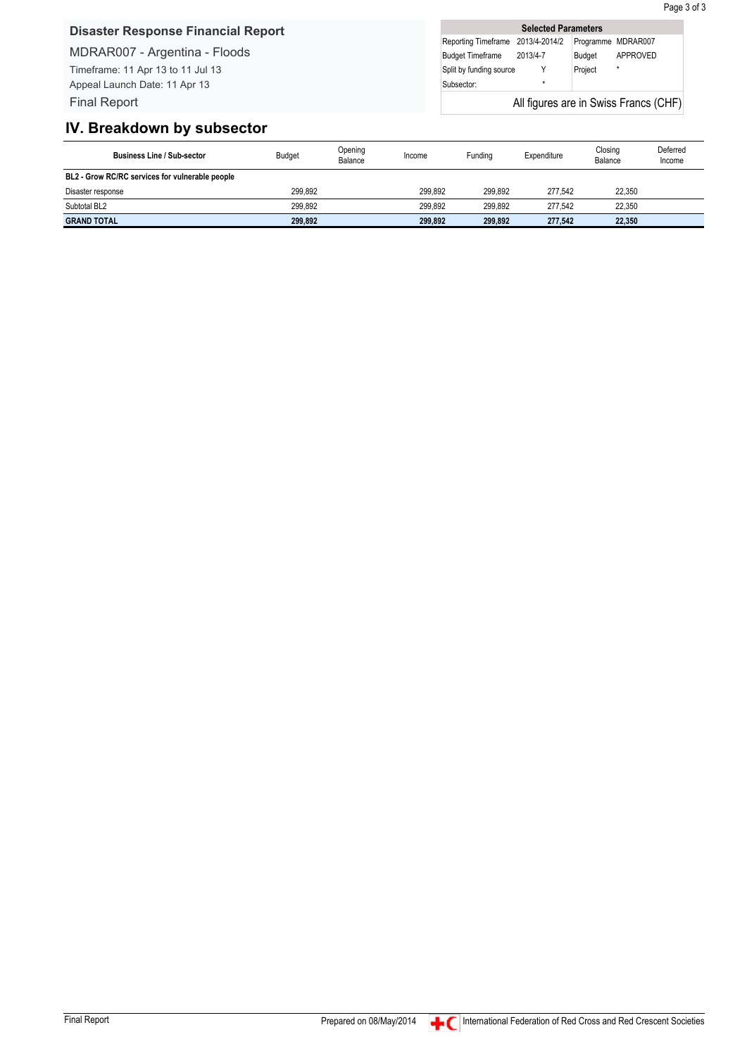## Disaster Response Financial Report

MDRAR007 - Argentina - Floods

Timeframe: 11 Apr 13 to 11 Jul 13

Appeal Launch Date: 11 Apr 13

Final Report

| Selected Parameters | | | |
|---|---|---|---|
| Reporting Timeframe | 2013/4-2014/2 | Programme | MDRAR007 |
| Budget Timeframe | 2013/4-7 | Budget | APPROVED |
| Split by funding source | Y | Project | * |
| Subsector: | * | | |

All figures are in Swiss Francs (CHF)

# IV. Breakdown by subsector

| Business Line / Sub-sector | Budget | Opening Balance | Income | Funding | Expenditure | Closing Balance | Deferred Income |
|---|---|---|---|---|---|---|---|
| **BL2 - Grow RC/RC services for vulnerable people** | | | | | | | |
| Disaster response | 299,892 | | 299,892 | 299,892 | 277,542 | 22,350 | |
| Subtotal BL2 | 299,892 | | 299,892 | 299,892 | 277,542 | 22,350 | |
| **GRAND TOTAL** | **299,892** | | **299,892** | **299,892** | **277,542** | **22,350** | |

Final Report Prepared on 08/May/2014 International Federation of Red Cross and Red Crescent Societies